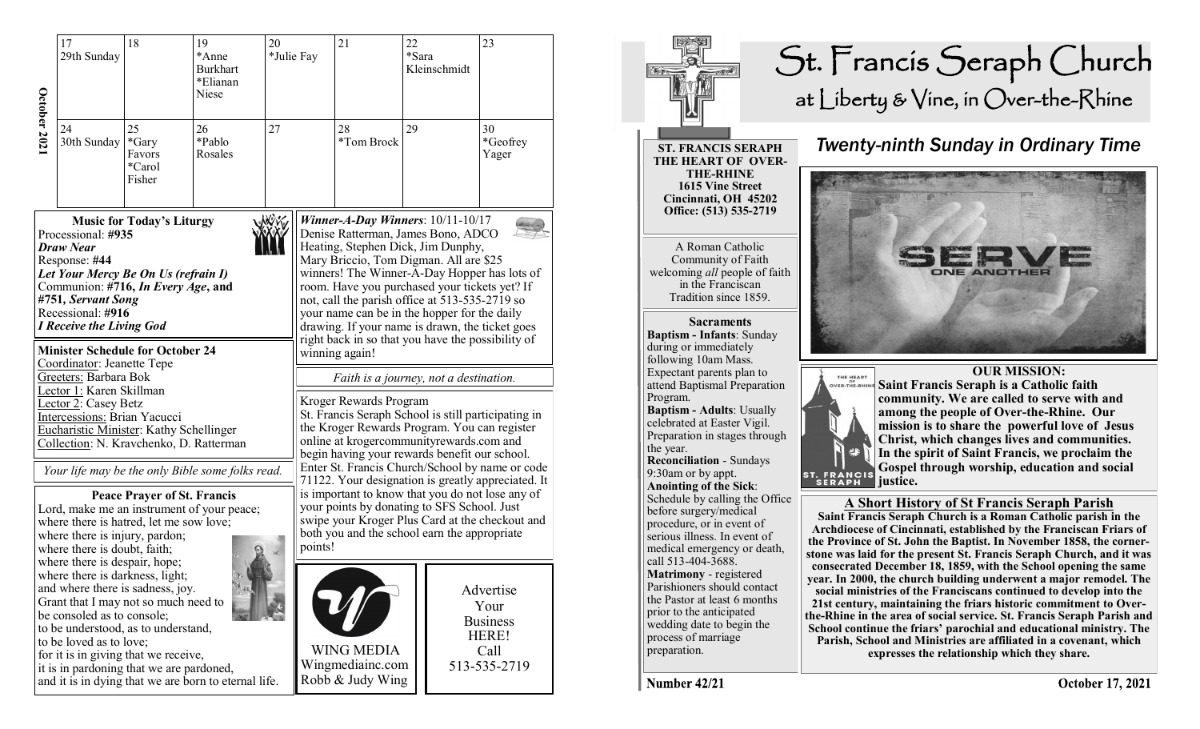**October 2021**

| | | | | | | |
|---|---|---|---|---|---|---|
| 17<br>29th Sunday | 18 | 19<br>*Anne Burkhart<br>*Elianan Niese | 20<br>*Julie Fay | 21 | 22<br>*Sara Kleinschmidt | 23 |
| 24<br>30th Sunday | 25<br>*Gary Favors<br>*Carol Fisher | 26<br>*Pablo Rosales | 27 | 28<br>*Tom Brock | 29 | 30<br>*Geofrey Yager |

### Music for Today's Liturgy

Processional: **#935**
***Draw Near***
Response: **#44**
***Let Your Mercy Be On Us (refrain I)***
Communion: **#716, *In Every Age*, and #751, *Servant Song***
Recessional: **#916**
***I Receive the Living God***

### Minister Schedule for October 24

Coordinator: Jeanette Tepe
Greeters: Barbara Bok
Lector 1: Karen Skillman
Lector 2: Casey Betz
Intercessions: Brian Yacucci
Eucharistic Minister: Kathy Schellinger
Collection: N. Kravchenko, D. Ratterman

*Your life may be the only Bible some folks read.*

### Peace Prayer of St. Francis

Lord, make me an instrument of your peace;
where there is hatred, let me sow love;
where there is injury, pardon;
where there is doubt, faith;
where there is despair, hope;
where there is darkness, light;
and where there is sadness, joy.
Grant that I may not so much need to be consoled as to console;
to be understood, as to understand,
to be loved as to love;
for it is in giving that we receive,
it is in pardoning that we are pardoned,
and it is in dying that we are born to eternal life.

***Winner-A-Day Winners***: 10/11-10/17
Denise Ratterman, James Bono, ADCO Heating, Stephen Dick, Jim Dunphy, Mary Briccio, Tom Digman. All are $25 winners! The Winner-A-Day Hopper has lots of room. Have you purchased your tickets yet? If not, call the parish office at 513-535-2719 so your name can be in the hopper for the daily drawing. If your name is drawn, the ticket goes right back in so that you have the possibility of winning again!

*Faith is a journey, not a destination.*

Kroger Rewards Program
St. Francis Seraph School is still participating in the Kroger Rewards Program. You can register online at krogercommunityrewards.com and begin having your rewards benefit our school. Enter St. Francis Church/School by name or code 71122. Your designation is greatly appreciated. It is important to know that you do not lose any of your points by donating to SFS School. Just swipe your Kroger Plus Card at the checkout and both you and the school earn the appropriate points!

WING MEDIA
Wingmediainc.com
Robb & Judy Wing

Advertise Your Business HERE!
Call 513-535-2719

# St. Francis Seraph Church

## at Liberty & Vine, in Over-the-Rhine

**ST. FRANCIS SERAPH**
**THE HEART OF OVER-THE-RHINE**
**1615 Vine Street**
**Cincinnati, OH 45202**
**Office: (513) 535-2719**

A Roman Catholic Community of Faith welcoming *all* people of faith in the Franciscan Tradition since 1859.

### Sacraments

**Baptism - Infants**: Sunday during or immediately following 10am Mass. Expectant parents plan to attend Baptismal Preparation Program.
**Baptism - Adults**: Usually celebrated at Easter Vigil. Preparation in stages through the year.
**Reconciliation** - Sundays 9:30am or by appt.
**Anointing of the Sick**: Schedule by calling the Office before surgery/medical procedure, or in event of serious illness. In event of medical emergency or death, call 513-404-3688.
**Matrimony** - registered Parishioners should contact the Pastor at least 6 months prior to the anticipated wedding date to begin the process of marriage preparation.

## *Twenty-ninth Sunday in Ordinary Time*

SERVE ONE ANOTHER

### OUR MISSION:

**Saint Francis Seraph is a Catholic faith community. We are called to serve with and among the people of Over-the-Rhine. Our mission is to share the powerful love of Jesus Christ, which changes lives and communities. In the spirit of Saint Francis, we proclaim the Gospel through worship, education and social justice.**

### A Short History of St Francis Seraph Parish

**Saint Francis Seraph Church is a Roman Catholic parish in the Archdiocese of Cincinnati, established by the Franciscan Friars of the Province of St. John the Baptist. In November 1858, the cornerstone was laid for the present St. Francis Seraph Church, and it was consecrated December 18, 1859, with the School opening the same year. In 2000, the church building underwent a major remodel. The social ministries of the Franciscans continued to develop into the 21st century, maintaining the friars historic commitment to Over-the-Rhine in the area of social service. St. Francis Seraph Parish and School continue the friars' parochial and educational ministry. The Parish, School and Ministries are affiliated in a covenant, which expresses the relationship which they share.**

**Number 42/21** **October 17, 2021**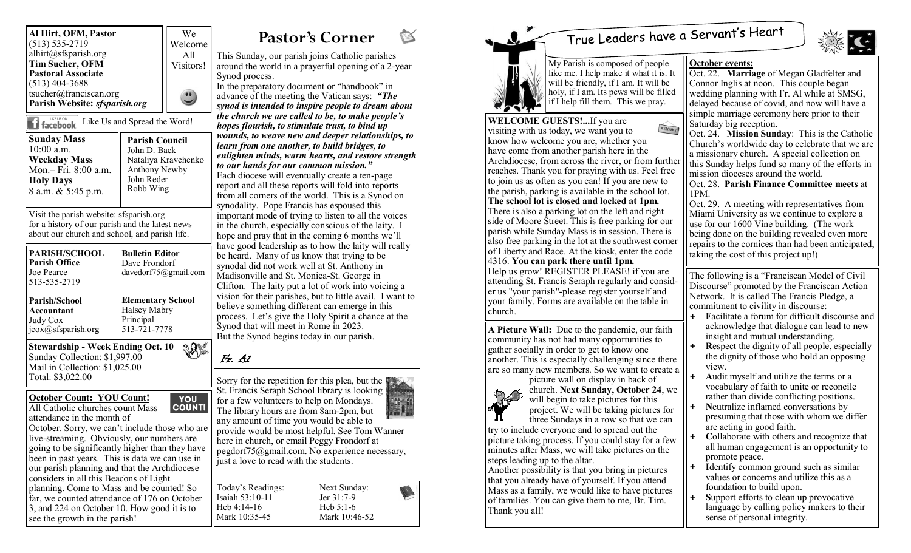**Al Hirt, OFM, Pastor**
(513) 535-2719
alhirt@sfsparish.org
**Tim Sucher, OFM**
**Pastoral Associate**
(513) 404-3688
tsucher@franciscan.org
**Parish Website:** ***sfsparish.org***

We Welcome All Visitors!

Like Us and Spread the Word!

**Sunday Mass**
10:00 a.m.
**Weekday Mass**
Mon.– Fri. 8:00 a.m.
**Holy Days**
8 a.m. & 5:45 p.m.

**Parish Council**
John D. Back
Nataliya Kravchenko
Anthony Newby
John Reder
Robb Wing

Visit the parish website: sfsparish.org for a history of our parish and the latest news about our church and school, and parish life.

**PARISH/SCHOOL**
**Parish Office**
Joe Pearce
513-535-2719

**Bulletin Editor**
Dave Frondorf
davedorf75@gmail.com

**Parish/School Accountant**
Judy Cox
jcox@sfsparish.org

**Elementary School**
Halsey Mabry
Principal
513-721-7778

**Stewardship - Week Ending Oct. 10**
Sunday Collection: $1,997.00
Mail in Collection: $1,025.00
Total: $3,022.00

**October Count: YOU Count!**
All Catholic churches count Mass attendance in the month of October. Sorry, we can't include those who are live-streaming. Obviously, our numbers are going to be significantly higher than they have been in past years. This is data we can use in our parish planning and that the Archdiocese considers in all this Beacons of Light planning. Come to Mass and be counted! So far, we counted attendance of 176 on October 3, and 224 on October 10. How good it is to see the growth in the parish!

# Pastor's Corner

This Sunday, our parish joins Catholic parishes around the world in a prayerful opening of a 2-year Synod process.

In the preparatory document or "handbook" in advance of the meeting the Vatican says: ***"The synod is intended to inspire people to dream about the church we are called to be, to make people's hopes flourish, to stimulate trust, to bind up wounds, to weave new and deeper relationships, to learn from one another, to build bridges, to enlighten minds, warm hearts, and restore strength to our hands for our common mission."***

Each diocese will eventually create a ten-page report and all these reports will fold into reports from all corners of the world. This is a Synod on synodality. Pope Francis has espoused this important mode of trying to listen to all the voices in the church, especially conscious of the laity. I hope and pray that in the coming 6 months we'll have good leadership as to how the laity will really be heard. Many of us know that trying to be synodal did not work well at St. Anthony in Madisonville and St. Monica-St. George in Clifton. The laity put a lot of work into voicing a vision for their parishes, but to little avail. I want to believe something different can emerge in this process. Let's give the Holy Spirit a chance at the Synod that will meet in Rome in 2023.

But the Synod begins today in our parish.

*Fr. Al*

Sorry for the repetition for this plea, but the St. Francis Seraph School library is looking for a few volunteers to help on Mondays. The library hours are from 8am-2pm, but any amount of time you would be able to provide would be most helpful. See Tom Wanner here in church, or email Peggy Frondorf at pegdorf75@gmail.com. No experience necessary, just a love to read with the students.

| Today's Readings: | Next Sunday: |
|---|---|
| Isaiah 53:10-11 | Jer 31:7-9 |
| Heb 4:14-16 | Heb 5:1-6 |
| Mark 10:35-45 | Mark 10:46-52 |

# True Leaders have a Servant's Heart

My Parish is composed of people like me. I help make it what it is. It will be friendly, if I am. It will be holy, if I am. Its pews will be filled if I help fill them. This we pray.

**WELCOME GUESTS!...**If you are visiting with us today, we want you to know how welcome you are, whether you have come from another parish here in the Archdiocese, from across the river, or from further reaches. Thank you for praying with us. Feel free to join us as often as you can! If you are new to the parish, parking is available in the school lot. **The school lot is closed and locked at 1pm.** There is also a parking lot on the left and right side of Moore Street. This is free parking for our parish while Sunday Mass is in session. There is also free parking in the lot at the southwest corner of Liberty and Race. At the kiosk, enter the code 4316. **You can park there until 1pm.**

Help us grow! REGISTER PLEASE! if you are attending St. Francis Seraph regularly and consider us "your parish"-please register yourself and your family. Forms are available on the table in church.

**A Picture Wall:** Due to the pandemic, our faith community has not had many opportunities to gather socially in order to get to know one another. This is especially challenging since there are so many new members. So we want to create a picture wall on display in back of church. **Next Sunday, October 24**, we will begin to take pictures for this project. We will be taking pictures for three Sundays in a row so that we can try to include everyone and to spread out the picture taking process. If you could stay for a few minutes after Mass, we will take pictures on the steps leading up to the altar.

Another possibility is that you bring in pictures that you already have of yourself. If you attend Mass as a family, we would like to have pictures of families. You can give them to me, Br. Tim. Thank you all!

**October events:**

Oct. 22. **Marriage** of Megan Gladfelter and Connor Inglis at noon. This couple began wedding planning with Fr. Al while at SMSG, delayed because of covid, and now will have a simple marriage ceremony here prior to their Saturday big reception.

Oct. 24. **Mission Sunday**: This is the Catholic Church's worldwide day to celebrate that we are a missionary church. A special collection on this Sunday helps fund so many of the efforts in mission dioceses around the world.

Oct. 28. **Parish Finance Committee meets** at 1PM.

Oct. 29. A meeting with representatives from Miami University as we continue to explore a use for our 1600 Vine building. (The work being done on the building revealed even more repairs to the cornices than had been anticipated, taking the cost of this project up!)

The following is a "Franciscan Model of Civil Discourse" promoted by the Franciscan Action Network. It is called The Francis Pledge, a commitment to civility in discourse:

+ **F**acilitate a forum for difficult discourse and acknowledge that dialogue can lead to new insight and mutual understanding.
+ **R**espect the dignity of all people, especially the dignity of those who hold an opposing view.
+ **A**udit myself and utilize the terms or a vocabulary of faith to unite or reconcile rather than divide conflicting positions.
+ **N**eutralize inflamed conversations by presuming that those with whom we differ are acting in good faith.
+ **C**ollaborate with others and recognize that all human engagement is an opportunity to promote peace.
+ **I**dentify common ground such as similar values or concerns and utilize this as a foundation to build upon.
+ **S**upport efforts to clean up provocative language by calling policy makers to their sense of personal integrity.